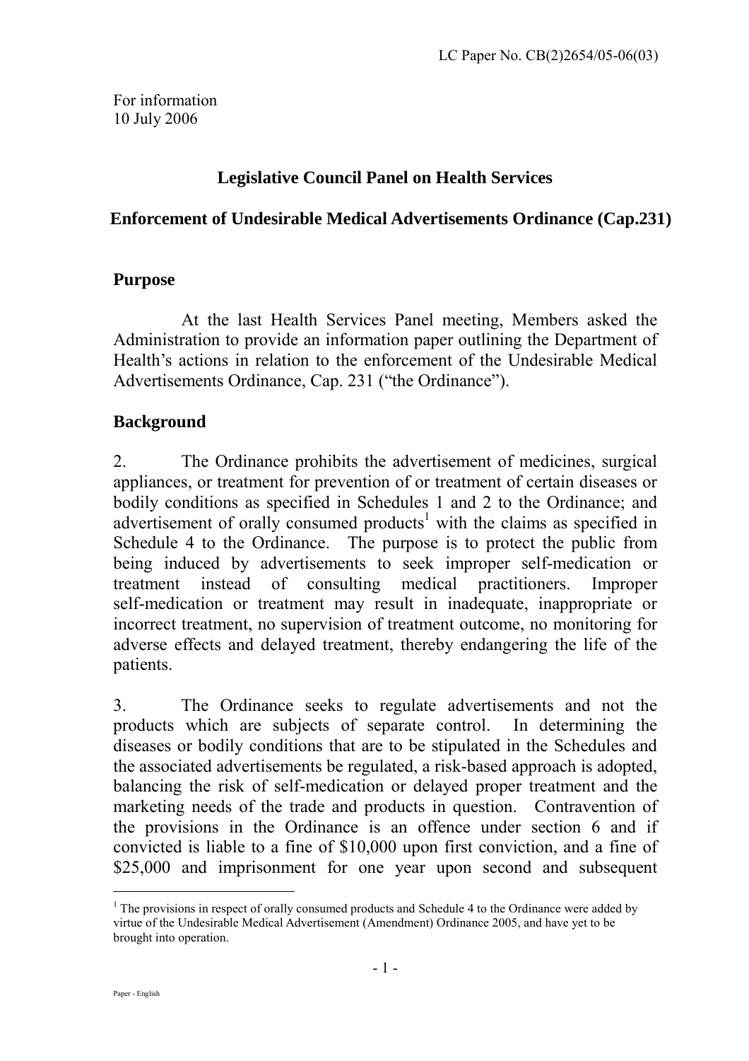LC Paper No. CB(2)2654/05-06(03)

For information
10 July 2006

## Legislative Council Panel on Health Services

## Enforcement of Undesirable Medical Advertisements Ordinance (Cap.231)

### Purpose

At the last Health Services Panel meeting, Members asked the Administration to provide an information paper outlining the Department of Health's actions in relation to the enforcement of the Undesirable Medical Advertisements Ordinance, Cap. 231 ("the Ordinance").

### Background

2. The Ordinance prohibits the advertisement of medicines, surgical appliances, or treatment for prevention of or treatment of certain diseases or bodily conditions as specified in Schedules 1 and 2 to the Ordinance; and advertisement of orally consumed products[1] with the claims as specified in Schedule 4 to the Ordinance. The purpose is to protect the public from being induced by advertisements to seek improper self-medication or treatment instead of consulting medical practitioners. Improper self-medication or treatment may result in inadequate, inappropriate or incorrect treatment, no supervision of treatment outcome, no monitoring for adverse effects and delayed treatment, thereby endangering the life of the patients.

3. The Ordinance seeks to regulate advertisements and not the products which are subjects of separate control. In determining the diseases or bodily conditions that are to be stipulated in the Schedules and the associated advertisements be regulated, a risk-based approach is adopted, balancing the risk of self-medication or delayed proper treatment and the marketing needs of the trade and products in question. Contravention of the provisions in the Ordinance is an offence under section 6 and if convicted is liable to a fine of $10,000 upon first conviction, and a fine of $25,000 and imprisonment for one year upon second and subsequent

[1] The provisions in respect of orally consumed products and Schedule 4 to the Ordinance were added by virtue of the Undesirable Medical Advertisement (Amendment) Ordinance 2005, and have yet to be brought into operation.

Paper - English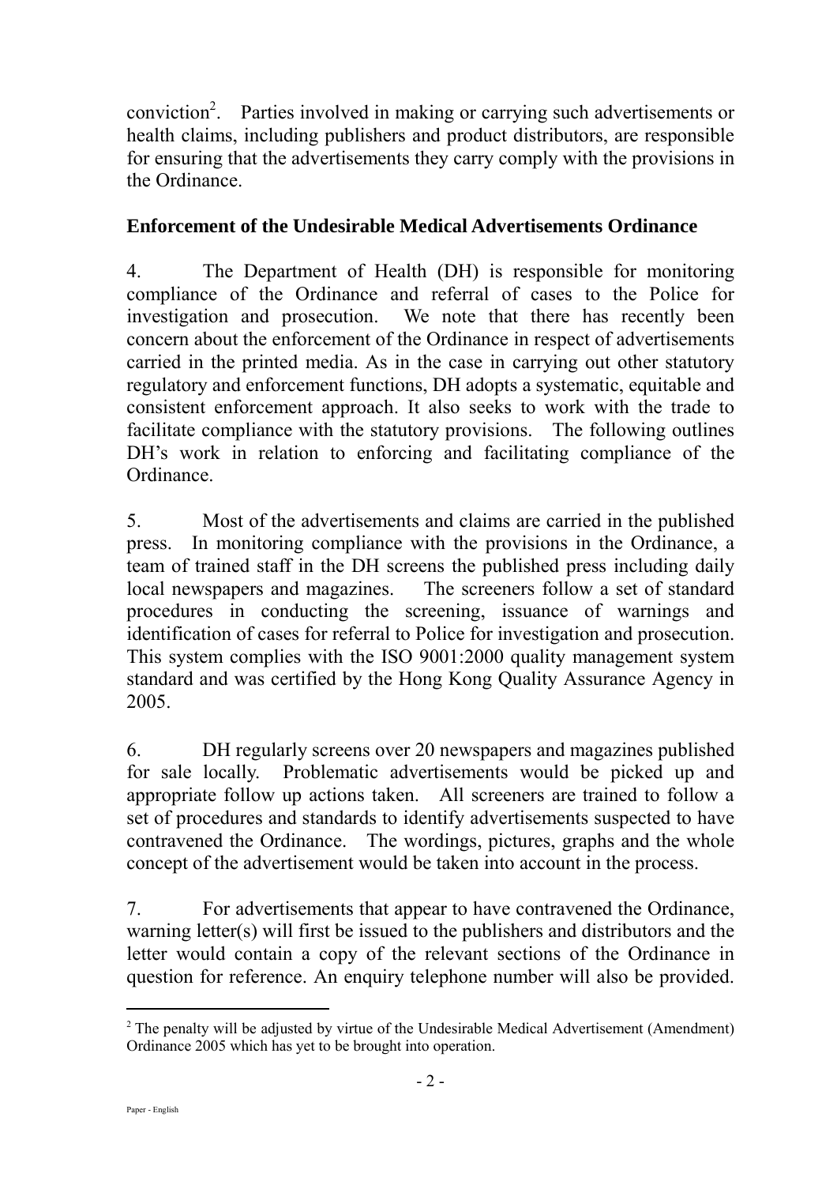conviction[2]. Parties involved in making or carrying such advertisements or health claims, including publishers and product distributors, are responsible for ensuring that the advertisements they carry comply with the provisions in the Ordinance.

**Enforcement of the Undesirable Medical Advertisements Ordinance**

4. The Department of Health (DH) is responsible for monitoring compliance of the Ordinance and referral of cases to the Police for investigation and prosecution. We note that there has recently been concern about the enforcement of the Ordinance in respect of advertisements carried in the printed media. As in the case in carrying out other statutory regulatory and enforcement functions, DH adopts a systematic, equitable and consistent enforcement approach. It also seeks to work with the trade to facilitate compliance with the statutory provisions. The following outlines DH's work in relation to enforcing and facilitating compliance of the Ordinance.

5. Most of the advertisements and claims are carried in the published press. In monitoring compliance with the provisions in the Ordinance, a team of trained staff in the DH screens the published press including daily local newspapers and magazines. The screeners follow a set of standard procedures in conducting the screening, issuance of warnings and identification of cases for referral to Police for investigation and prosecution. This system complies with the ISO 9001:2000 quality management system standard and was certified by the Hong Kong Quality Assurance Agency in 2005.

6. DH regularly screens over 20 newspapers and magazines published for sale locally. Problematic advertisements would be picked up and appropriate follow up actions taken. All screeners are trained to follow a set of procedures and standards to identify advertisements suspected to have contravened the Ordinance. The wordings, pictures, graphs and the whole concept of the advertisement would be taken into account in the process.

7. For advertisements that appear to have contravened the Ordinance, warning letter(s) will first be issued to the publishers and distributors and the letter would contain a copy of the relevant sections of the Ordinance in question for reference. An enquiry telephone number will also be provided.

---

[2] The penalty will be adjusted by virtue of the Undesirable Medical Advertisement (Amendment) Ordinance 2005 which has yet to be brought into operation.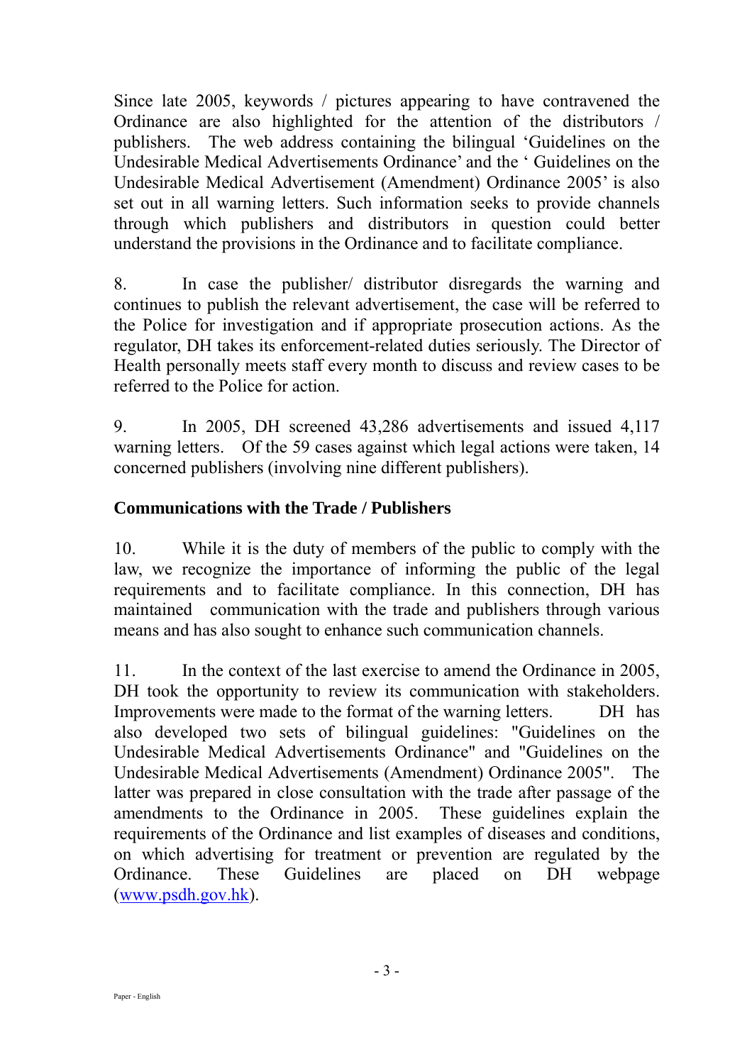Since late 2005, keywords / pictures appearing to have contravened the Ordinance are also highlighted for the attention of the distributors / publishers. The web address containing the bilingual 'Guidelines on the Undesirable Medical Advertisements Ordinance' and the ' Guidelines on the Undesirable Medical Advertisement (Amendment) Ordinance 2005' is also set out in all warning letters. Such information seeks to provide channels through which publishers and distributors in question could better understand the provisions in the Ordinance and to facilitate compliance.

8. In case the publisher/ distributor disregards the warning and continues to publish the relevant advertisement, the case will be referred to the Police for investigation and if appropriate prosecution actions. As the regulator, DH takes its enforcement-related duties seriously. The Director of Health personally meets staff every month to discuss and review cases to be referred to the Police for action.

9. In 2005, DH screened 43,286 advertisements and issued 4,117 warning letters. Of the 59 cases against which legal actions were taken, 14 concerned publishers (involving nine different publishers).

## Communications with the Trade / Publishers

10. While it is the duty of members of the public to comply with the law, we recognize the importance of informing the public of the legal requirements and to facilitate compliance. In this connection, DH has maintained communication with the trade and publishers through various means and has also sought to enhance such communication channels.

11. In the context of the last exercise to amend the Ordinance in 2005, DH took the opportunity to review its communication with stakeholders. Improvements were made to the format of the warning letters. DH has also developed two sets of bilingual guidelines: "Guidelines on the Undesirable Medical Advertisements Ordinance" and "Guidelines on the Undesirable Medical Advertisements (Amendment) Ordinance 2005". The latter was prepared in close consultation with the trade after passage of the amendments to the Ordinance in 2005. These guidelines explain the requirements of the Ordinance and list examples of diseases and conditions, on which advertising for treatment or prevention are regulated by the Ordinance. These Guidelines are placed on DH webpage (www.psdh.gov.hk).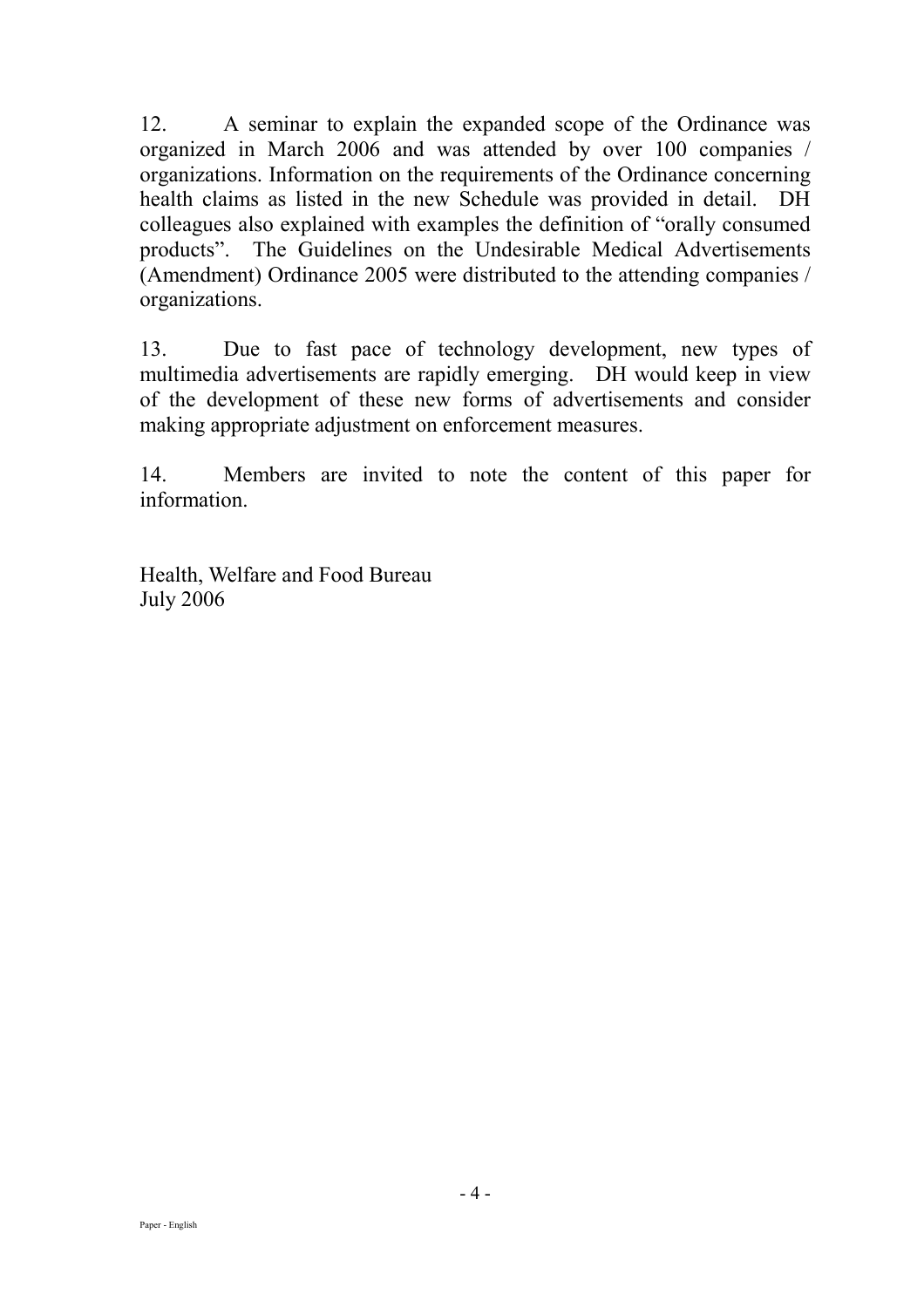12. A seminar to explain the expanded scope of the Ordinance was organized in March 2006 and was attended by over 100 companies / organizations. Information on the requirements of the Ordinance concerning health claims as listed in the new Schedule was provided in detail. DH colleagues also explained with examples the definition of "orally consumed products". The Guidelines on the Undesirable Medical Advertisements (Amendment) Ordinance 2005 were distributed to the attending companies / organizations.

13. Due to fast pace of technology development, new types of multimedia advertisements are rapidly emerging. DH would keep in view of the development of these new forms of advertisements and consider making appropriate adjustment on enforcement measures.

14. Members are invited to note the content of this paper for information.

Health, Welfare and Food Bureau
July 2006